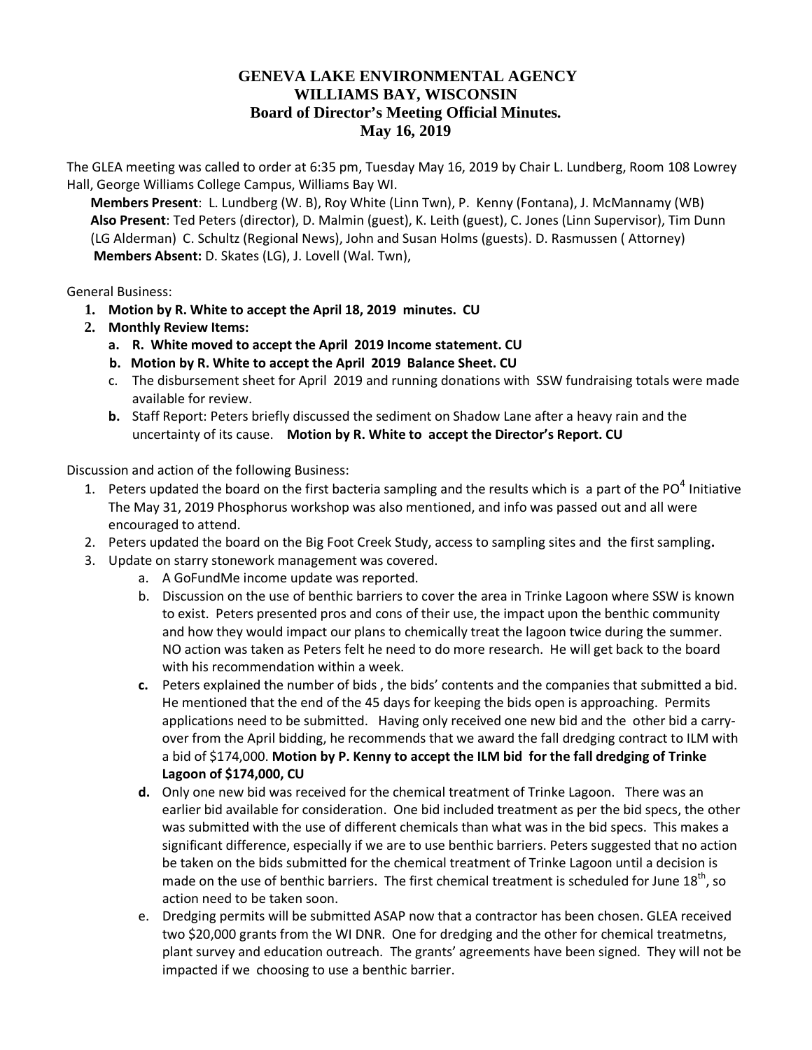# GENEVA LAKE ENVIRONMENTAL AGENCY
# WILLIAMS BAY, WISCONSIN
## Board of Director's Meeting Official Minutes.
## May 16, 2019

The GLEA meeting was called to order at 6:35 pm, Tuesday May 16, 2019 by Chair L. Lundberg, Room 108 Lowrey Hall, George Williams College Campus, Williams Bay WI.

**Members Present**: L. Lundberg (W. B), Roy White (Linn Twn), P. Kenny (Fontana), J. McMannamy (WB)
**Also Present**: Ted Peters (director), D. Malmin (guest), K. Leith (guest), C. Jones (Linn Supervisor), Tim Dunn (LG Alderman) C. Schultz (Regional News), John and Susan Holms (guests). D. Rasmussen ( Attorney)
**Members Absent:** D. Skates (LG), J. Lovell (Wal. Twn),

General Business:

1. **Motion by R. White to accept the April 18, 2019 minutes. CU**
2. **Monthly Review Items:**
   a. **R. White moved to accept the April 2019 Income statement. CU**
   b. **Motion by R. White to accept the April 2019 Balance Sheet. CU**
   c. The disbursement sheet for April 2019 and running donations with SSW fundraising totals were made available for review.
   **b.** Staff Report: Peters briefly discussed the sediment on Shadow Lane after a heavy rain and the uncertainty of its cause. **Motion by R. White to accept the Director's Report. CU**

Discussion and action of the following Business:

1. Peters updated the board on the first bacteria sampling and the results which is a part of the $PO^4$ Initiative The May 31, 2019 Phosphorus workshop was also mentioned, and info was passed out and all were encouraged to attend.
2. Peters updated the board on the Big Foot Creek Study, access to sampling sites and the first sampling**.**
3. Update on starry stonework management was covered.
   a. A GoFundMe income update was reported.
   b. Discussion on the use of benthic barriers to cover the area in Trinke Lagoon where SSW is known to exist. Peters presented pros and cons of their use, the impact upon the benthic community and how they would impact our plans to chemically treat the lagoon twice during the summer. NO action was taken as Peters felt he need to do more research. He will get back to the board with his recommendation within a week.
   **c.** Peters explained the number of bids , the bids' contents and the companies that submitted a bid. He mentioned that the end of the 45 days for keeping the bids open is approaching. Permits applications need to be submitted. Having only received one new bid and the other bid a carry-over from the April bidding, he recommends that we award the fall dredging contract to ILM with a bid of $174,000. **Motion by P. Kenny to accept the ILM bid for the fall dredging of Trinke Lagoon of $174,000, CU**
   **d.** Only one new bid was received for the chemical treatment of Trinke Lagoon. There was an earlier bid available for consideration. One bid included treatment as per the bid specs, the other was submitted with the use of different chemicals than what was in the bid specs. This makes a significant difference, especially if we are to use benthic barriers. Peters suggested that no action be taken on the bids submitted for the chemical treatment of Trinke Lagoon until a decision is made on the use of benthic barriers. The first chemical treatment is scheduled for June 18th, so action need to be taken soon.
   e. Dredging permits will be submitted ASAP now that a contractor has been chosen. GLEA received two $20,000 grants from the WI DNR. One for dredging and the other for chemical treatmetns, plant survey and education outreach. The grants' agreements have been signed. They will not be impacted if we choosing to use a benthic barrier.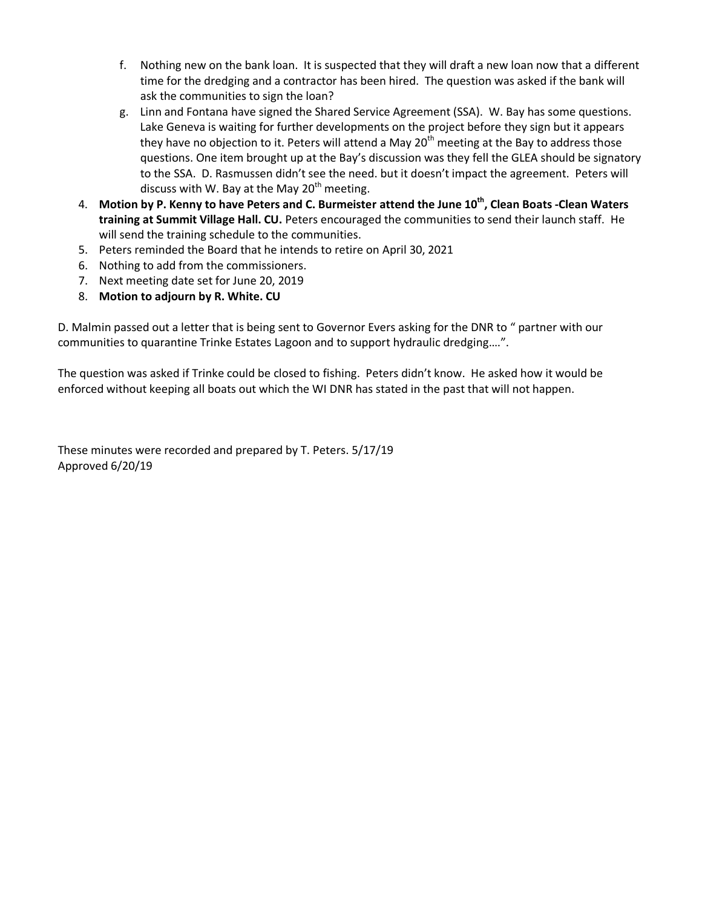f. Nothing new on the bank loan. It is suspected that they will draft a new loan now that a different time for the dredging and a contractor has been hired. The question was asked if the bank will ask the communities to sign the loan?

g. Linn and Fontana have signed the Shared Service Agreement (SSA). W. Bay has some questions. Lake Geneva is waiting for further developments on the project before they sign but it appears they have no objection to it. Peters will attend a May 20th meeting at the Bay to address those questions. One item brought up at the Bay's discussion was they fell the GLEA should be signatory to the SSA. D. Rasmussen didn't see the need. but it doesn't impact the agreement. Peters will discuss with W. Bay at the May 20th meeting.

4. **Motion by P. Kenny to have Peters and C. Burmeister attend the June 10th, Clean Boats -Clean Waters training at Summit Village Hall. CU.** Peters encouraged the communities to send their launch staff. He will send the training schedule to the communities.
5. Peters reminded the Board that he intends to retire on April 30, 2021
6. Nothing to add from the commissioners.
7. Next meeting date set for June 20, 2019
8. **Motion to adjourn by R. White. CU**

D. Malmin passed out a letter that is being sent to Governor Evers asking for the DNR to " partner with our communities to quarantine Trinke Estates Lagoon and to support hydraulic dredging….".

The question was asked if Trinke could be closed to fishing. Peters didn't know. He asked how it would be enforced without keeping all boats out which the WI DNR has stated in the past that will not happen.

These minutes were recorded and prepared by T. Peters. 5/17/19
Approved 6/20/19